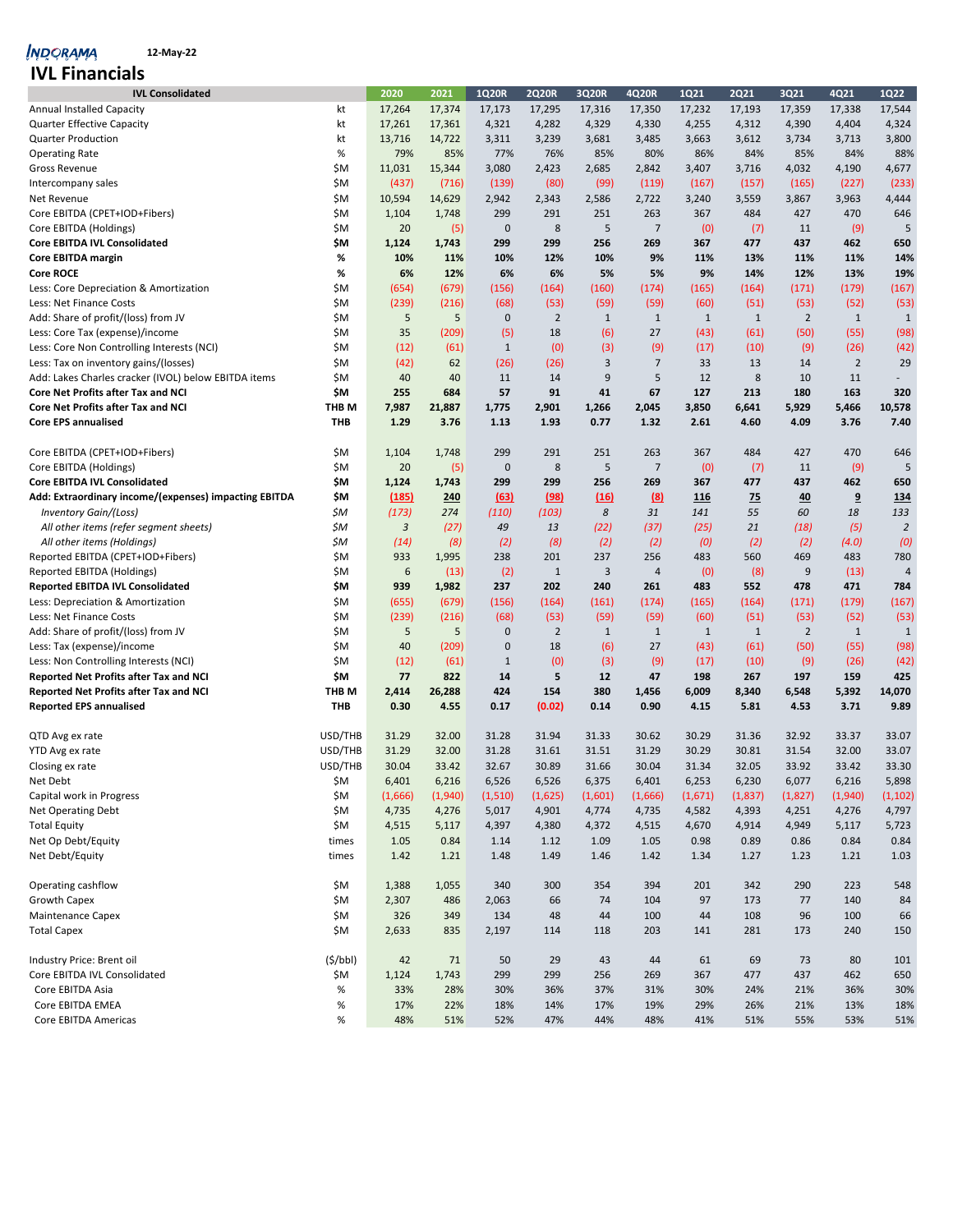INDORAMA VENTURES 12-May-22

# IVL Financials

| IVL Consolidated | | 2020 | 2021 | 1Q20R | 2Q20R | 3Q20R | 4Q20R | 1Q21 | 2Q21 | 3Q21 | 4Q21 | 1Q22 |
|---|---|---|---|---|---|---|---|---|---|---|---|---|
| Annual Installed Capacity | kt | 17,264 | 17,374 | 17,173 | 17,295 | 17,316 | 17,350 | 17,232 | 17,193 | 17,359 | 17,338 | 17,544 |
| Quarter Effective Capacity | kt | 17,261 | 17,361 | 4,321 | 4,282 | 4,329 | 4,330 | 4,255 | 4,312 | 4,390 | 4,404 | 4,324 |
| Quarter Production | kt | 13,716 | 14,722 | 3,311 | 3,239 | 3,681 | 3,485 | 3,663 | 3,612 | 3,734 | 3,713 | 3,800 |
| Operating Rate | % | 79% | 85% | 77% | 76% | 85% | 80% | 86% | 84% | 85% | 84% | 88% |
| Gross Revenue | $M | 11,031 | 15,344 | 3,080 | 2,423 | 2,685 | 2,842 | 3,407 | 3,716 | 4,032 | 4,190 | 4,677 |
| Intercompany sales | $M | (437) | (716) | (139) | (80) | (99) | (119) | (167) | (157) | (165) | (227) | (233) |
| Net Revenue | $M | 10,594 | 14,629 | 2,942 | 2,343 | 2,586 | 2,722 | 3,240 | 3,559 | 3,867 | 3,963 | 4,444 |
| Core EBITDA (CPET+IOD+Fibers) | $M | 1,104 | 1,748 | 299 | 291 | 251 | 263 | 367 | 484 | 427 | 470 | 646 |
| Core EBITDA (Holdings) | $M | 20 | (5) | 0 | 8 | 5 | 7 | (0) | (7) | 11 | (9) | 5 |
| **Core EBITDA IVL Consolidated** | **$M** | **1,124** | **1,743** | **299** | **299** | **256** | **269** | **367** | **477** | **437** | **462** | **650** |
| **Core EBITDA margin** | **%** | **10%** | **11%** | **10%** | **12%** | **10%** | **9%** | **11%** | **13%** | **11%** | **11%** | **14%** |
| **Core ROCE** | **%** | **6%** | **12%** | **6%** | **6%** | **5%** | **5%** | **9%** | **14%** | **12%** | **13%** | **19%** |
| Less: Core Depreciation & Amortization | $M | (654) | (679) | (156) | (164) | (160) | (174) | (165) | (164) | (171) | (179) | (167) |
| Less: Net Finance Costs | $M | (239) | (216) | (68) | (53) | (59) | (59) | (60) | (51) | (53) | (52) | (53) |
| Add: Share of profit/(loss) from JV | $M | 5 | 5 | 0 | 2 | 1 | 1 | 1 | 1 | 2 | 1 | 1 |
| Less: Core Tax (expense)/income | $M | 35 | (209) | (5) | 18 | (6) | 27 | (43) | (61) | (50) | (55) | (98) |
| Less: Core Non Controlling Interests (NCI) | $M | (12) | (61) | 1 | (0) | (3) | (9) | (17) | (10) | (9) | (26) | (42) |
| Less: Tax on inventory gains/(losses) | $M | (42) | 62 | (26) | (26) | 3 | 7 | 33 | 13 | 14 | 2 | 29 |
| Add: Lakes Charles cracker (IVOL) below EBITDA items | $M | 40 | 40 | 11 | 14 | 9 | 5 | 12 | 8 | 10 | 11 | - |
| **Core Net Profits after Tax and NCI** | **$M** | **255** | **684** | **57** | **91** | **41** | **67** | **127** | **213** | **180** | **163** | **320** |
| **Core Net Profits after Tax and NCI** | **THB M** | **7,987** | **21,887** | **1,775** | **2,901** | **1,266** | **2,045** | **3,850** | **6,641** | **5,929** | **5,466** | **10,578** |
| **Core EPS annualised** | **THB** | **1.29** | **3.76** | **1.13** | **1.93** | **0.77** | **1.32** | **2.61** | **4.60** | **4.09** | **3.76** | **7.40** |
| | | | | | | | | | | | | |
| Core EBITDA (CPET+IOD+Fibers) | $M | 1,104 | 1,748 | 299 | 291 | 251 | 263 | 367 | 484 | 427 | 470 | 646 |
| Core EBITDA (Holdings) | $M | 20 | (5) | 0 | 8 | 5 | 7 | (0) | (7) | 11 | (9) | 5 |
| **Core EBITDA IVL Consolidated** | **$M** | **1,124** | **1,743** | **299** | **299** | **256** | **269** | **367** | **477** | **437** | **462** | **650** |
| **Add: Extraordinary income/(expenses) impacting EBITDA** | **$M** | **(185)** | **240** | **(63)** | **(98)** | **(16)** | **(8)** | **116** | **75** | **40** | **9** | **134** |
| *Inventory Gain/(Loss)* | *$M* | *(173)* | *274* | *(110)* | *(103)* | *8* | *31* | *141* | *55* | *60* | *18* | *133* |
| *All other items (refer segment sheets)* | *$M* | *3* | *(27)* | *49* | *13* | *(22)* | *(37)* | *(25)* | *21* | *(18)* | *(5)* | *2* |
| *All other items (Holdings)* | *$M* | *(14)* | *(8)* | *(2)* | *(8)* | *(2)* | *(2)* | *(0)* | *(2)* | *(2)* | *(4.0)* | *(0)* |
| Reported EBITDA (CPET+IOD+Fibers) | $M | 933 | 1,995 | 238 | 201 | 237 | 256 | 483 | 560 | 469 | 483 | 780 |
| Reported EBITDA (Holdings) | $M | 6 | (13) | (2) | 1 | 3 | 4 | (0) | (8) | 9 | (13) | 4 |
| **Reported EBITDA IVL Consolidated** | **$M** | **939** | **1,982** | **237** | **202** | **240** | **261** | **483** | **552** | **478** | **471** | **784** |
| Less: Depreciation & Amortization | $M | (655) | (679) | (156) | (164) | (161) | (174) | (165) | (164) | (171) | (179) | (167) |
| Less: Net Finance Costs | $M | (239) | (216) | (68) | (53) | (59) | (59) | (60) | (51) | (53) | (52) | (53) |
| Add: Share of profit/(loss) from JV | $M | 5 | 5 | 0 | 2 | 1 | 1 | 1 | 1 | 2 | 1 | 1 |
| Less: Tax (expense)/income | $M | 40 | (209) | 0 | 18 | (6) | 27 | (43) | (61) | (50) | (55) | (98) |
| Less: Non Controlling Interests (NCI) | $M | (12) | (61) | 1 | (0) | (3) | (9) | (17) | (10) | (9) | (26) | (42) |
| **Reported Net Profits after Tax and NCI** | **$M** | **77** | **822** | **14** | **5** | **12** | **47** | **198** | **267** | **197** | **159** | **425** |
| **Reported Net Profits after Tax and NCI** | **THB M** | **2,414** | **26,288** | **424** | **154** | **380** | **1,456** | **6,009** | **8,340** | **6,548** | **5,392** | **14,070** |
| **Reported EPS annualised** | **THB** | **0.30** | **4.55** | **0.17** | **(0.02)** | **0.14** | **0.90** | **4.15** | **5.81** | **4.53** | **3.71** | **9.89** |
| | | | | | | | | | | | | |
| QTD Avg ex rate | USD/THB | 31.29 | 32.00 | 31.28 | 31.94 | 31.33 | 30.62 | 30.29 | 31.36 | 32.92 | 33.37 | 33.07 |
| YTD Avg ex rate | USD/THB | 31.29 | 32.00 | 31.28 | 31.61 | 31.51 | 31.29 | 30.29 | 30.81 | 31.54 | 32.00 | 33.07 |
| Closing ex rate | USD/THB | 30.04 | 33.42 | 32.67 | 30.89 | 31.66 | 30.04 | 31.34 | 32.05 | 33.92 | 33.42 | 33.30 |
| Net Debt | $M | 6,401 | 6,216 | 6,526 | 6,526 | 6,375 | 6,401 | 6,253 | 6,230 | 6,077 | 6,216 | 5,898 |
| Capital work in Progress | $M | (1,666) | (1,940) | (1,510) | (1,625) | (1,601) | (1,666) | (1,671) | (1,837) | (1,827) | (1,940) | (1,102) |
| Net Operating Debt | $M | 4,735 | 4,276 | 5,017 | 4,901 | 4,774 | 4,735 | 4,582 | 4,393 | 4,251 | 4,276 | 4,797 |
| Total Equity | $M | 4,515 | 5,117 | 4,397 | 4,380 | 4,372 | 4,515 | 4,670 | 4,914 | 4,949 | 5,117 | 5,723 |
| Net Op Debt/Equity | times | 1.05 | 0.84 | 1.14 | 1.12 | 1.09 | 1.05 | 0.98 | 0.89 | 0.86 | 0.84 | 0.84 |
| Net Debt/Equity | times | 1.42 | 1.21 | 1.48 | 1.49 | 1.46 | 1.42 | 1.34 | 1.27 | 1.23 | 1.21 | 1.03 |
| | | | | | | | | | | | | |
| Operating cashflow | $M | 1,388 | 1,055 | 340 | 300 | 354 | 394 | 201 | 342 | 290 | 223 | 548 |
| Growth Capex | $M | 2,307 | 486 | 2,063 | 66 | 74 | 104 | 97 | 173 | 77 | 140 | 84 |
| Maintenance Capex | $M | 326 | 349 | 134 | 48 | 44 | 100 | 44 | 108 | 96 | 100 | 66 |
| Total Capex | $M | 2,633 | 835 | 2,197 | 114 | 118 | 203 | 141 | 281 | 173 | 240 | 150 |
| | | | | | | | | | | | | |
| Industry Price: Brent oil | ($/bbl) | 42 | 71 | 50 | 29 | 43 | 44 | 61 | 69 | 73 | 80 | 101 |
| Core EBITDA IVL Consolidated | $M | 1,124 | 1,743 | 299 | 299 | 256 | 269 | 367 | 477 | 437 | 462 | 650 |
| Core EBITDA Asia | % | 33% | 28% | 30% | 36% | 37% | 31% | 30% | 24% | 21% | 36% | 30% |
| Core EBITDA EMEA | % | 17% | 22% | 18% | 14% | 17% | 19% | 29% | 26% | 21% | 13% | 18% |
| Core EBITDA Americas | % | 48% | 51% | 52% | 47% | 44% | 48% | 41% | 51% | 55% | 53% | 51% |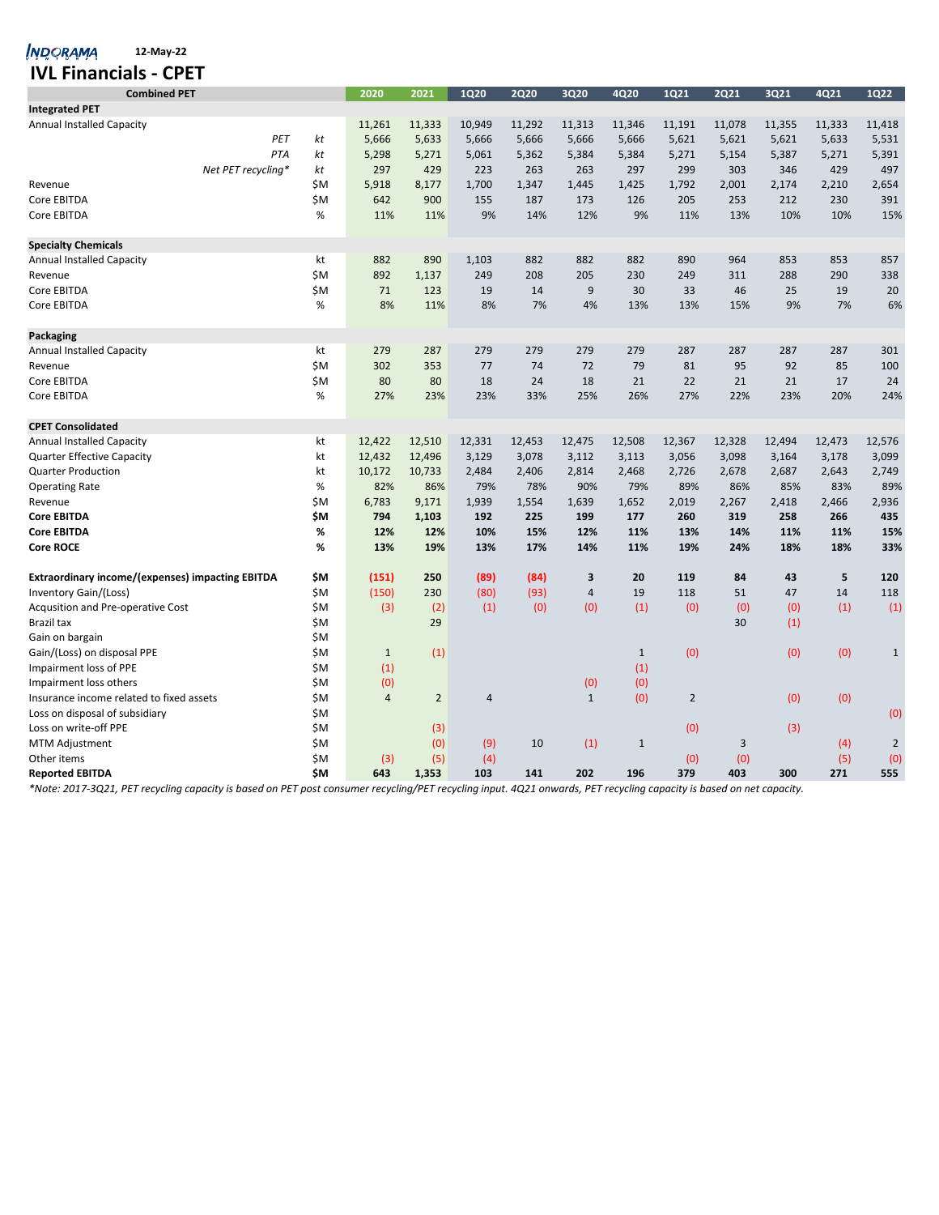**INDORAMA VENTURES** 12-May-22

# IVL Financials - CPET

| Combined PET | | 2020 | 2021 | 1Q20 | 2Q20 | 3Q20 | 4Q20 | 1Q21 | 2Q21 | 3Q21 | 4Q21 | 1Q22 |
|---|---|---|---|---|---|---|---|---|---|---|---|---|
| **Integrated PET** | | | | | | | | | | | | |
| Annual Installed Capacity | | 11,261 | 11,333 | 10,949 | 11,292 | 11,313 | 11,346 | 11,191 | 11,078 | 11,355 | 11,333 | 11,418 |
| *PET* | *kt* | 5,666 | 5,633 | 5,666 | 5,666 | 5,666 | 5,666 | 5,621 | 5,621 | 5,621 | 5,633 | 5,531 |
| *PTA* | *kt* | 5,298 | 5,271 | 5,061 | 5,362 | 5,384 | 5,384 | 5,271 | 5,154 | 5,387 | 5,271 | 5,391 |
| *Net PET recycling** | *kt* | 297 | 429 | 223 | 263 | 263 | 297 | 299 | 303 | 346 | 429 | 497 |
| Revenue | $M | 5,918 | 8,177 | 1,700 | 1,347 | 1,445 | 1,425 | 1,792 | 2,001 | 2,174 | 2,210 | 2,654 |
| Core EBITDA | $M | 642 | 900 | 155 | 187 | 173 | 126 | 205 | 253 | 212 | 230 | 391 |
| Core EBITDA | % | 11% | 11% | 9% | 14% | 12% | 9% | 11% | 13% | 10% | 10% | 15% |
| | | | | | | | | | | | | |
| **Specialty Chemicals** | | | | | | | | | | | | |
| Annual Installed Capacity | kt | 882 | 890 | 1,103 | 882 | 882 | 882 | 890 | 964 | 853 | 853 | 857 |
| Revenue | $M | 892 | 1,137 | 249 | 208 | 205 | 230 | 249 | 311 | 288 | 290 | 338 |
| Core EBITDA | $M | 71 | 123 | 19 | 14 | 9 | 30 | 33 | 46 | 25 | 19 | 20 |
| Core EBITDA | % | 8% | 11% | 8% | 7% | 4% | 13% | 13% | 15% | 9% | 7% | 6% |
| | | | | | | | | | | | | |
| **Packaging** | | | | | | | | | | | | |
| Annual Installed Capacity | kt | 279 | 287 | 279 | 279 | 279 | 279 | 287 | 287 | 287 | 287 | 301 |
| Revenue | $M | 302 | 353 | 77 | 74 | 72 | 79 | 81 | 95 | 92 | 85 | 100 |
| Core EBITDA | $M | 80 | 80 | 18 | 24 | 18 | 21 | 22 | 21 | 21 | 17 | 24 |
| Core EBITDA | % | 27% | 23% | 23% | 33% | 25% | 26% | 27% | 22% | 23% | 20% | 24% |
| | | | | | | | | | | | | |
| **CPET Consolidated** | | | | | | | | | | | | |
| Annual Installed Capacity | kt | 12,422 | 12,510 | 12,331 | 12,453 | 12,475 | 12,508 | 12,367 | 12,328 | 12,494 | 12,473 | 12,576 |
| Quarter Effective Capacity | kt | 12,432 | 12,496 | 3,129 | 3,078 | 3,112 | 3,113 | 3,056 | 3,098 | 3,164 | 3,178 | 3,099 |
| Quarter Production | kt | 10,172 | 10,733 | 2,484 | 2,406 | 2,814 | 2,468 | 2,726 | 2,678 | 2,687 | 2,643 | 2,749 |
| Operating Rate | % | 82% | 86% | 79% | 78% | 90% | 79% | 89% | 86% | 85% | 83% | 89% |
| Revenue | $M | 6,783 | 9,171 | 1,939 | 1,554 | 1,639 | 1,652 | 2,019 | 2,267 | 2,418 | 2,466 | 2,936 |
| **Core EBITDA** | **$M** | **794** | **1,103** | **192** | **225** | **199** | **177** | **260** | **319** | **258** | **266** | **435** |
| **Core EBITDA** | **%** | **12%** | **12%** | **10%** | **15%** | **12%** | **11%** | **13%** | **14%** | **11%** | **11%** | **15%** |
| **Core ROCE** | **%** | **13%** | **19%** | **13%** | **17%** | **14%** | **11%** | **19%** | **24%** | **18%** | **18%** | **33%** |
| | | | | | | | | | | | | |
| **Extraordinary income/(expenses) impacting EBITDA** | **$M** | **(151)** | **250** | **(89)** | **(84)** | **3** | **20** | **119** | **84** | **43** | **5** | **120** |
| Inventory Gain/(Loss) | $M | (150) | 230 | (80) | (93) | 4 | 19 | 118 | 51 | 47 | 14 | 118 |
| Acqusition and Pre-operative Cost | $M | (3) | (2) | (1) | (0) | (0) | (1) | (0) | (0) | (0) | (1) | (1) |
| Brazil tax | $M | | 29 | | | | | | 30 | (1) | | |
| Gain on bargain | $M | | | | | | | | | | | |
| Gain/(Loss) on disposal PPE | $M | 1 | (1) | | | | 1 | (0) | | (0) | (0) | 1 |
| Impairment loss of PPE | $M | (1) | | | | | (1) | | | | | |
| Impairment loss others | $M | (0) | | | | (0) | (0) | | | | | |
| Insurance income related to fixed assets | $M | 4 | 2 | 4 | | 1 | (0) | 2 | | (0) | (0) | |
| Loss on disposal of subsidiary | $M | | | | | | | | | | | (0) |
| Loss on write-off PPE | $M | | (3) | | | | | (0) | | (3) | | |
| MTM Adjustment | $M | | (0) | (9) | 10 | (1) | 1 | | 3 | | (4) | 2 |
| Other items | $M | (3) | (5) | (4) | | | | (0) | (0) | | (5) | (0) |
| **Reported EBITDA** | **$M** | **643** | **1,353** | **103** | **141** | **202** | **196** | **379** | **403** | **300** | **271** | **555** |

*\*Note: 2017-3Q21, PET recycling capacity is based on PET post consumer recycling/PET recycling input. 4Q21 onwards, PET recycling capacity is based on net capacity.*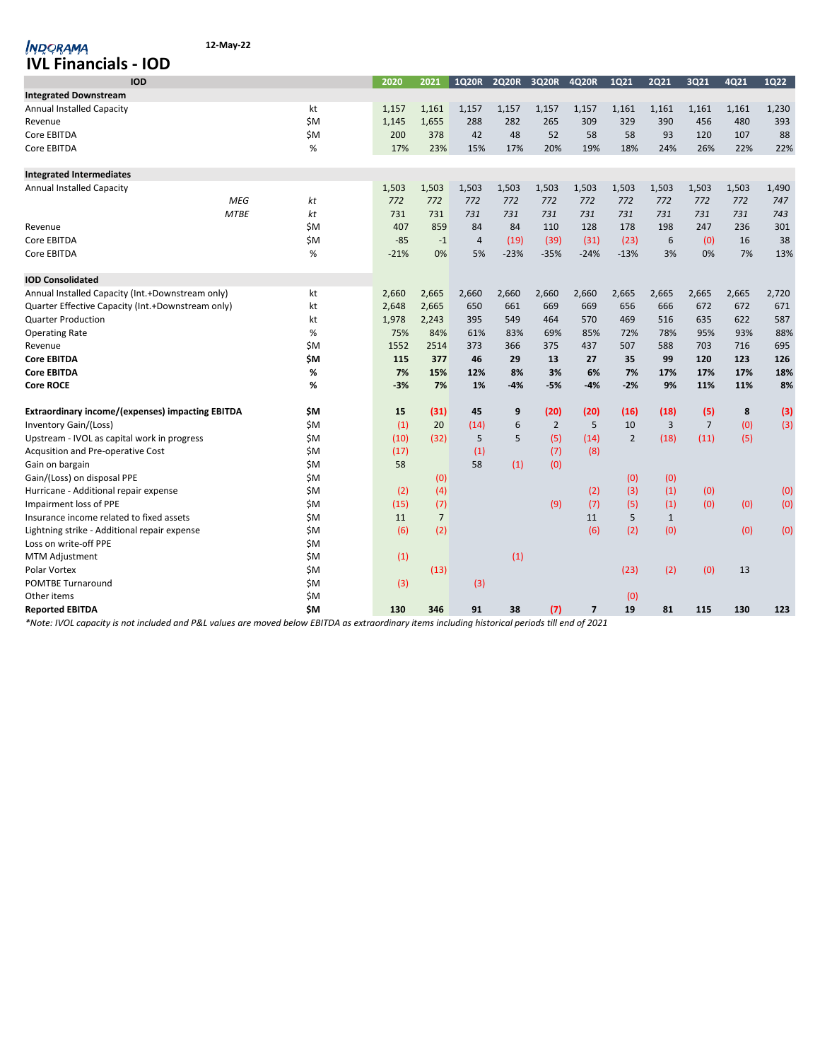# IVL Financials - IOD

12-May-22

| IOD | | 2020 | 2021 | 1Q20R | 2Q20R | 3Q20R | 4Q20R | 1Q21 | 2Q21 | 3Q21 | 4Q21 | 1Q22 |
|---|---|---|---|---|---|---|---|---|---|---|---|---|
| **Integrated Downstream** | | | | | | | | | | | | |
| Annual Installed Capacity | kt | 1,157 | 1,161 | 1,157 | 1,157 | 1,157 | 1,157 | 1,161 | 1,161 | 1,161 | 1,161 | 1,230 |
| Revenue | $M | 1,145 | 1,655 | 288 | 282 | 265 | 309 | 329 | 390 | 456 | 480 | 393 |
| Core EBITDA | $M | 200 | 378 | 42 | 48 | 52 | 58 | 58 | 93 | 120 | 107 | 88 |
| Core EBITDA | % | 17% | 23% | 15% | 17% | 20% | 19% | 18% | 24% | 26% | 22% | 22% |
| **Integrated Intermediates** | | | | | | | | | | | | |
| Annual Installed Capacity | | 1,503 | 1,503 | 1,503 | 1,503 | 1,503 | 1,503 | 1,503 | 1,503 | 1,503 | 1,503 | 1,490 |
| *MEG* | *kt* | *772* | *772* | *772* | *772* | *772* | *772* | *772* | *772* | *772* | *772* | *747* |
| *MTBE* | *kt* | 731 | 731 | *731* | *731* | *731* | *731* | *731* | *731* | *731* | *731* | *743* |
| Revenue | $M | 407 | 859 | 84 | 84 | 110 | 128 | 178 | 198 | 247 | 236 | 301 |
| Core EBITDA | $M | -85 | -1 | 4 | (19) | (39) | (31) | (23) | 6 | (0) | 16 | 38 |
| Core EBITDA | % | -21% | 0% | 5% | -23% | -35% | -24% | -13% | 3% | 0% | 7% | 13% |
| **IOD Consolidated** | | | | | | | | | | | | |
| Annual Installed Capacity (Int.+Downstream only) | kt | 2,660 | 2,665 | 2,660 | 2,660 | 2,660 | 2,660 | 2,665 | 2,665 | 2,665 | 2,665 | 2,720 |
| Quarter Effective Capacity (Int.+Downstream only) | kt | 2,648 | 2,665 | 650 | 661 | 669 | 669 | 656 | 666 | 672 | 672 | 671 |
| Quarter Production | kt | 1,978 | 2,243 | 395 | 549 | 464 | 570 | 469 | 516 | 635 | 622 | 587 |
| Operating Rate | % | 75% | 84% | 61% | 83% | 69% | 85% | 72% | 78% | 95% | 93% | 88% |
| Revenue | $M | 1552 | 2514 | 373 | 366 | 375 | 437 | 507 | 588 | 703 | 716 | 695 |
| **Core EBITDA** | **$M** | **115** | **377** | **46** | **29** | **13** | **27** | **35** | **99** | **120** | **123** | **126** |
| **Core EBITDA** | **%** | **7%** | **15%** | **12%** | **8%** | **3%** | **6%** | **7%** | **17%** | **17%** | **17%** | **18%** |
| **Core ROCE** | **%** | **-3%** | **7%** | **1%** | **-4%** | **-5%** | **-4%** | **-2%** | **9%** | **11%** | **11%** | **8%** |
| **Extraordinary income/(expenses) impacting EBITDA** | **$M** | **15** | **(31)** | **45** | **9** | **(20)** | **(20)** | **(16)** | **(18)** | **(5)** | **8** | **(3)** |
| Inventory Gain/(Loss) | $M | (1) | 20 | (14) | 6 | 2 | 5 | 10 | 3 | 7 | (0) | (3) |
| Upstream - IVOL as capital work in progress | $M | (10) | (32) | 5 | 5 | (5) | (14) | 2 | (18) | (11) | (5) | |
| Acqusition and Pre-operative Cost | $M | (17) | | (1) | | (7) | (8) | | | | | |
| Gain on bargain | $M | 58 | | 58 | (1) | (0) | | | | | | |
| Gain/(Loss) on disposal PPE | $M | | (0) | | | | | (0) | (0) | | | |
| Hurricane - Additional repair expense | $M | (2) | (4) | | | | (2) | (3) | (1) | (0) | | (0) |
| Impairment loss of PPE | $M | (15) | (7) | | | (9) | (7) | (5) | (1) | (0) | (0) | (0) |
| Insurance income related to fixed assets | $M | 11 | 7 | | | | 11 | 5 | 1 | | | |
| Lightning strike - Additional repair expense | $M | (6) | (2) | | | | (6) | (2) | (0) | | (0) | (0) |
| Loss on write-off PPE | $M | | | | | | | | | | | |
| MTM Adjustment | $M | (1) | | | (1) | | | | | | | |
| Polar Vortex | $M | | (13) | | | | | (23) | (2) | (0) | 13 | |
| POMTBE Turnaround | $M | (3) | | (3) | | | | | | | | |
| Other items | $M | | | | | | | (0) | | | | |
| **Reported EBITDA** | **$M** | **130** | **346** | **91** | **38** | **(7)** | **7** | **19** | **81** | **115** | **130** | **123** |

*\*Note: IVOL capacity is not included and P&L values are moved below EBITDA as extraordinary items including historical periods till end of 2021*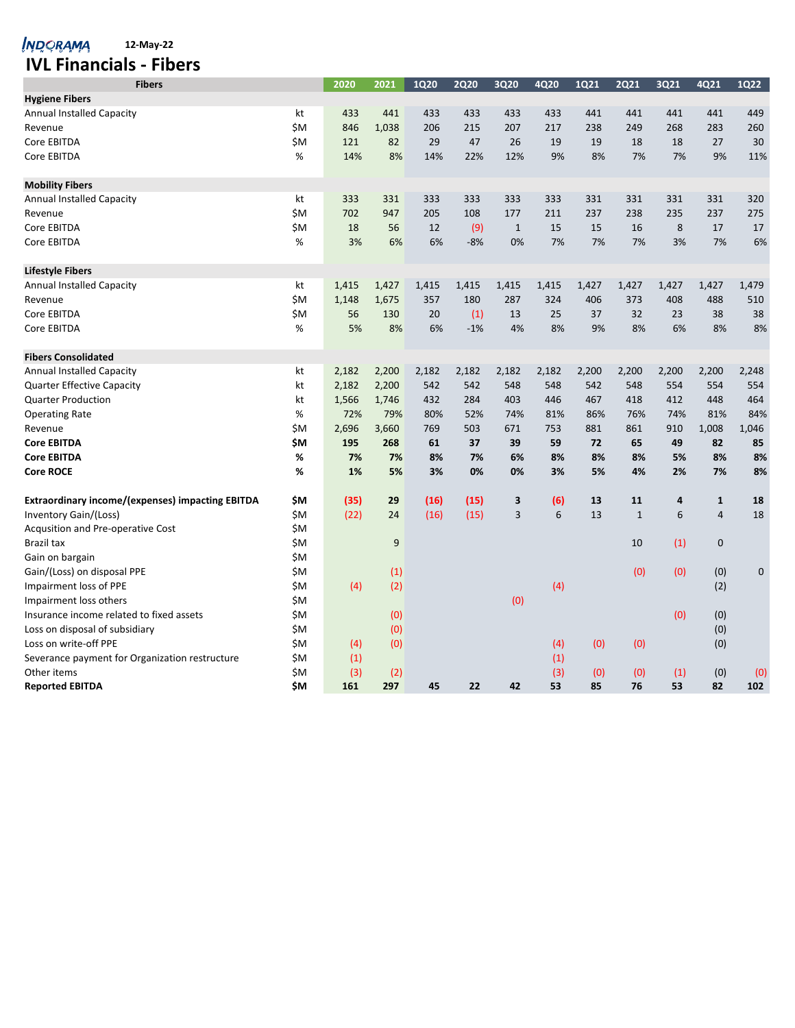INDORAMA VENTURES 12-May-22

# IVL Financials - Fibers

| Fibers | | 2020 | 2021 | 1Q20 | 2Q20 | 3Q20 | 4Q20 | 1Q21 | 2Q21 | 3Q21 | 4Q21 | 1Q22 |
|---|---|---|---|---|---|---|---|---|---|---|---|---|
| **Hygiene Fibers** | | | | | | | | | | | | |
| Annual Installed Capacity | kt | 433 | 441 | 433 | 433 | 433 | 433 | 441 | 441 | 441 | 441 | 449 |
| Revenue | $M | 846 | 1,038 | 206 | 215 | 207 | 217 | 238 | 249 | 268 | 283 | 260 |
| Core EBITDA | $M | 121 | 82 | 29 | 47 | 26 | 19 | 19 | 18 | 18 | 27 | 30 |
| Core EBITDA | % | 14% | 8% | 14% | 22% | 12% | 9% | 8% | 7% | 7% | 9% | 11% |
| **Mobility Fibers** | | | | | | | | | | | | |
| Annual Installed Capacity | kt | 333 | 331 | 333 | 333 | 333 | 333 | 331 | 331 | 331 | 331 | 320 |
| Revenue | $M | 702 | 947 | 205 | 108 | 177 | 211 | 237 | 238 | 235 | 237 | 275 |
| Core EBITDA | $M | 18 | 56 | 12 | (9) | 1 | 15 | 15 | 16 | 8 | 17 | 17 |
| Core EBITDA | % | 3% | 6% | 6% | -8% | 0% | 7% | 7% | 7% | 3% | 7% | 6% |
| **Lifestyle Fibers** | | | | | | | | | | | | |
| Annual Installed Capacity | kt | 1,415 | 1,427 | 1,415 | 1,415 | 1,415 | 1,415 | 1,427 | 1,427 | 1,427 | 1,427 | 1,479 |
| Revenue | $M | 1,148 | 1,675 | 357 | 180 | 287 | 324 | 406 | 373 | 408 | 488 | 510 |
| Core EBITDA | $M | 56 | 130 | 20 | (1) | 13 | 25 | 37 | 32 | 23 | 38 | 38 |
| Core EBITDA | % | 5% | 8% | 6% | -1% | 4% | 8% | 9% | 8% | 6% | 8% | 8% |
| **Fibers Consolidated** | | | | | | | | | | | | |
| Annual Installed Capacity | kt | 2,182 | 2,200 | 2,182 | 2,182 | 2,182 | 2,182 | 2,200 | 2,200 | 2,200 | 2,200 | 2,248 |
| Quarter Effective Capacity | kt | 2,182 | 2,200 | 542 | 542 | 548 | 548 | 542 | 548 | 554 | 554 | 554 |
| Quarter Production | kt | 1,566 | 1,746 | 432 | 284 | 403 | 446 | 467 | 418 | 412 | 448 | 464 |
| Operating Rate | % | 72% | 79% | 80% | 52% | 74% | 81% | 86% | 76% | 74% | 81% | 84% |
| Revenue | $M | 2,696 | 3,660 | 769 | 503 | 671 | 753 | 881 | 861 | 910 | 1,008 | 1,046 |
| **Core EBITDA** | **$M** | **195** | **268** | **61** | **37** | **39** | **59** | **72** | **65** | **49** | **82** | **85** |
| **Core EBITDA** | **%** | **7%** | **7%** | **8%** | **7%** | **6%** | **8%** | **8%** | **8%** | **5%** | **8%** | **8%** |
| **Core ROCE** | **%** | **1%** | **5%** | **3%** | **0%** | **0%** | **3%** | **5%** | **4%** | **2%** | **7%** | **8%** |
| **Extraordinary income/(expenses) impacting EBITDA** | **$M** | **(35)** | **29** | **(16)** | **(15)** | **3** | **(6)** | **13** | **11** | **4** | **1** | **18** |
| Inventory Gain/(Loss) | $M | (22) | 24 | (16) | (15) | 3 | 6 | 13 | 1 | 6 | 4 | 18 |
| Acqusition and Pre-operative Cost | $M | | | | | | | | | | | |
| Brazil tax | $M | | 9 | | | | | | 10 | (1) | 0 | |
| Gain on bargain | $M | | | | | | | | | | | |
| Gain/(Loss) on disposal PPE | $M | | (1) | | | | | | (0) | (0) | (0) | 0 |
| Impairment loss of PPE | $M | (4) | (2) | | | | (4) | | | | (2) | |
| Impairment loss others | $M | | | | | (0) | | | | | | |
| Insurance income related to fixed assets | $M | | (0) | | | | | | | (0) | (0) | |
| Loss on disposal of subsidiary | $M | | (0) | | | | | | | | (0) | |
| Loss on write-off PPE | $M | (4) | (0) | | | | (4) | (0) | (0) | | (0) | |
| Severance payment for Organization restructure | $M | (1) | | | | | (1) | | | | | |
| Other items | $M | (3) | (2) | | | | (3) | (0) | (0) | (1) | (0) | (0) |
| **Reported EBITDA** | **$M** | **161** | **297** | **45** | **22** | **42** | **53** | **85** | **76** | **53** | **82** | **102** |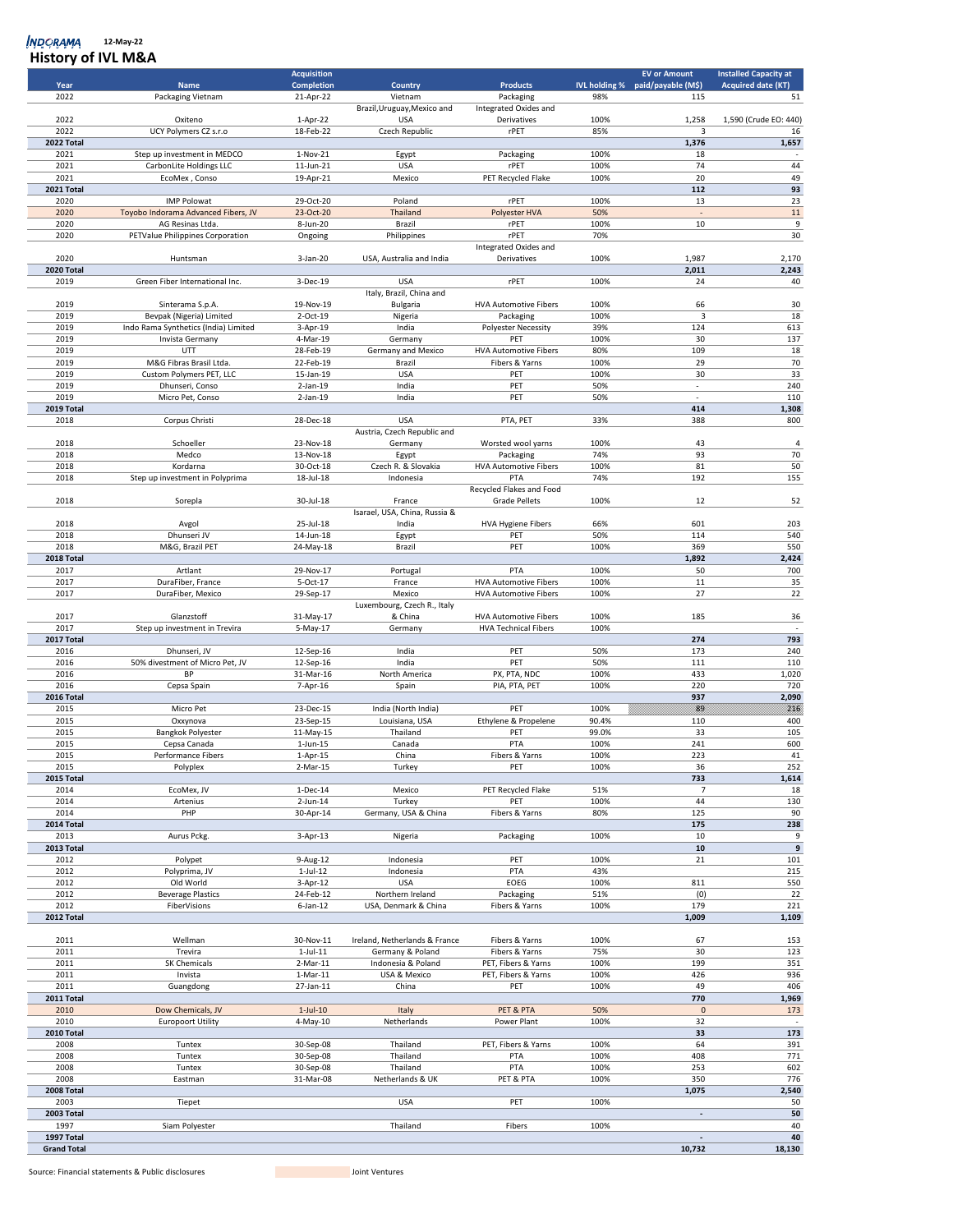INDORAMA 12-May-22

# History of IVL M&A

| Year | Name | Acquisition Completion | Country | Products | IVL holding % | EV or Amount paid/payable (M$) | Installed Capacity at Acquired date (KT) |
|---|---|---|---|---|---|---|---|
| 2022 | Packaging Vietnam | 21-Apr-22 | Vietnam | Packaging | 98% | 115 | 51 |
| 2022 | Oxiteno | 1-Apr-22 | Brazil,Uruguay,Mexico and USA | Integrated Oxides and Derivatives | 100% | 1,258 | 1,590 (Crude EO: 440) |
| 2022 | UCY Polymers CZ s.r.o | 18-Feb-22 | Czech Republic | rPET | 85% | 3 | 16 |
| **2022 Total** | | | | | | **1,376** | **1,657** |
| 2021 | Step up investment in MEDCO | 1-Nov-21 | Egypt | Packaging | 100% | 18 | - |
| 2021 | CarbonLite Holdings LLC | 11-Jun-21 | USA | rPET | 100% | 74 | 44 |
| 2021 | EcoMex , Conso | 19-Apr-21 | Mexico | PET Recycled Flake | 100% | 20 | 49 |
| **2021 Total** | | | | | | **112** | **93** |
| 2020 | IMP Polowat | 29-Oct-20 | Poland | rPET | 100% | 13 | 23 |
| 2020 | Toyobo Indorama Advanced Fibers, JV | 23-Oct-20 | Thailand | Polyester HVA | 50% | - | 11 |
| 2020 | AG Resinas Ltda. | 8-Jun-20 | Brazil | rPET | 100% | 10 | 9 |
| 2020 | PETValue Philippines Corporation | Ongoing | Philippines | rPET | 70% | | 30 |
| 2020 | Huntsman | 3-Jan-20 | USA, Australia and India | Integrated Oxides and Derivatives | 100% | 1,987 | 2,170 |
| **2020 Total** | | | | | | **2,011** | **2,243** |
| 2019 | Green Fiber International Inc. | 3-Dec-19 | USA | rPET | 100% | 24 | 40 |
| 2019 | Sinterama S.p.A. | 19-Nov-19 | Italy, Brazil, China and Bulgaria | HVA Automotive Fibers | 100% | 66 | 30 |
| 2019 | Bevpak (Nigeria) Limited | 2-Oct-19 | Nigeria | Packaging | 100% | 3 | 18 |
| 2019 | Indo Rama Synthetics (India) Limited | 3-Apr-19 | India | Polyester Necessity | 39% | 124 | 613 |
| 2019 | Invista Germany | 4-Mar-19 | Germany | PET | 100% | 30 | 137 |
| 2019 | UTT | 28-Feb-19 | Germany and Mexico | HVA Automotive Fibers | 80% | 109 | 18 |
| 2019 | M&G Fibras Brasil Ltda. | 22-Feb-19 | Brazil | Fibers & Yarns | 100% | 29 | 70 |
| 2019 | Custom Polymers PET, LLC | 15-Jan-19 | USA | PET | 100% | 30 | 33 |
| 2019 | Dhunseri, Conso | 2-Jan-19 | India | PET | 50% | - | 240 |
| 2019 | Micro Pet, Conso | 2-Jan-19 | India | PET | 50% | - | 110 |
| **2019 Total** | | | | | | **414** | **1,308** |
| 2018 | Corpus Christi | 28-Dec-18 | USA | PTA, PET | 33% | 388 | 800 |
| 2018 | Schoeller | 23-Nov-18 | Austria, Czech Republic and Germany | Worsted wool yarns | 100% | 43 | 4 |
| 2018 | Medco | 13-Nov-18 | Egypt | Packaging | 74% | 93 | 70 |
| 2018 | Kordarna | 30-Oct-18 | Czech R. & Slovakia | HVA Automotive Fibers | 100% | 81 | 50 |
| 2018 | Step up investment in Polyprima | 18-Jul-18 | Indonesia | PTA | 74% | 192 | 155 |
| 2018 | Sorepla | 30-Jul-18 | France | Recycled Flakes and Food Grade Pellets | 100% | 12 | 52 |
| 2018 | Avgol | 25-Jul-18 | Isarael, USA, China, Russia & India | HVA Hygiene Fibers | 66% | 601 | 203 |
| 2018 | Dhunseri JV | 14-Jun-18 | Egypt | PET | 50% | 114 | 540 |
| 2018 | M&G, Brazil PET | 24-May-18 | Brazil | PET | 100% | 369 | 550 |
| **2018 Total** | | | | | | **1,892** | **2,424** |
| 2017 | Artlant | 29-Nov-17 | Portugal | PTA | 100% | 50 | 700 |
| 2017 | DuraFiber, France | 5-Oct-17 | France | HVA Automotive Fibers | 100% | 11 | 35 |
| 2017 | DuraFiber, Mexico | 29-Sep-17 | Mexico | HVA Automotive Fibers | 100% | 27 | 22 |
| 2017 | Glanzstoff | 31-May-17 | Luxembourg, Czech R., Italy & China | HVA Automotive Fibers | 100% | 185 | 36 |
| 2017 | Step up investment in Trevira | 5-May-17 | Germany | HVA Technical Fibers | 100% | | - |
| **2017 Total** | | | | | | **274** | **793** |
| 2016 | Dhunseri, JV | 12-Sep-16 | India | PET | 50% | 173 | 240 |
| 2016 | 50% divestment of Micro Pet, JV | 12-Sep-16 | India | PET | 50% | 111 | 110 |
| 2016 | BP | 31-Mar-16 | North America | PX, PTA, NDC | 100% | 433 | 1,020 |
| 2016 | Cepsa Spain | 7-Apr-16 | Spain | PIA, PTA, PET | 100% | 220 | 720 |
| **2016 Total** | | | | | | **937** | **2,090** |
| 2015 | Micro Pet | 23-Dec-15 | India (North India) | PET | 100% | 89 | 216 |
| 2015 | Oxxynova | 23-Sep-15 | Louisiana, USA | Ethylene & Propelene | 90.4% | 110 | 400 |
| 2015 | Bangkok Polyester | 11-May-15 | Thailand | PET | 99.0% | 33 | 105 |
| 2015 | Cepsa Canada | 1-Jun-15 | Canada | PTA | 100% | 241 | 600 |
| 2015 | Performance Fibers | 1-Apr-15 | China | Fibers & Yarns | 100% | 223 | 41 |
| 2015 | Polyplex | 2-Mar-15 | Turkey | PET | 100% | 36 | 252 |
| **2015 Total** | | | | | | **733** | **1,614** |
| 2014 | EcoMex, JV | 1-Dec-14 | Mexico | PET Recycled Flake | 51% | 7 | 18 |
| 2014 | Artenius | 2-Jun-14 | Turkey | PET | 100% | 44 | 130 |
| 2014 | PHP | 30-Apr-14 | Germany, USA & China | Fibers & Yarns | 80% | 125 | 90 |
| **2014 Total** | | | | | | **175** | **238** |
| 2013 | Aurus Pckg. | 3-Apr-13 | Nigeria | Packaging | 100% | 10 | 9 |
| **2013 Total** | | | | | | **10** | **9** |
| 2012 | Polypet | 9-Aug-12 | Indonesia | PET | 100% | 21 | 101 |
| 2012 | Polyprima, JV | 1-Jul-12 | Indonesia | PTA | 43% | | 215 |
| 2012 | Old World | 3-Apr-12 | USA | EOEG | 100% | 811 | 550 |
| 2012 | Beverage Plastics | 24-Feb-12 | Northern Ireland | Packaging | 51% | (0) | 22 |
| 2012 | FiberVisions | 6-Jan-12 | USA, Denmark & China | Fibers & Yarns | 100% | 179 | 221 |
| **2012 Total** | | | | | | **1,009** | **1,109** |
| 2011 | Wellman | 30-Nov-11 | Ireland, Netherlands & France | Fibers & Yarns | 100% | 67 | 153 |
| 2011 | Trevira | 1-Jul-11 | Germany & Poland | Fibers & Yarns | 75% | 30 | 123 |
| 2011 | SK Chemicals | 2-Mar-11 | Indonesia & Poland | PET, Fibers & Yarns | 100% | 199 | 351 |
| 2011 | Invista | 1-Mar-11 | USA & Mexico | PET, Fibers & Yarns | 100% | 426 | 936 |
| 2011 | Guangdong | 27-Jan-11 | China | PET | 100% | 49 | 406 |
| **2011 Total** | | | | | | **770** | **1,969** |
| 2010 | Dow Chemicals, JV | 1-Jul-10 | Italy | PET & PTA | 50% | 0 | 173 |
| 2010 | Europoort Utility | 4-May-10 | Netherlands | Power Plant | 100% | 32 | - |
| **2010 Total** | | | | | | **33** | **173** |
| 2008 | Tuntex | 30-Sep-08 | Thailand | PET, Fibers & Yarns | 100% | 64 | 391 |
| 2008 | Tuntex | 30-Sep-08 | Thailand | PTA | 100% | 408 | 771 |
| 2008 | Tuntex | 30-Sep-08 | Thailand | PTA | 100% | 253 | 602 |
| 2008 | Eastman | 31-Mar-08 | Netherlands & UK | PET & PTA | 100% | 350 | 776 |
| **2008 Total** | | | | | | **1,075** | **2,540** |
| 2003 | Tiepet | | USA | PET | 100% | | 50 |
| **2003 Total** | | | | | | **-** | **50** |
| 1997 | Siam Polyester | | Thailand | Fibers | 100% | | 40 |
| **1997 Total** | | | | | | **-** | **40** |
| **Grand Total** | | | | | | **10,732** | **18,130** |

Source: Financial statements & Public disclosures

Joint Ventures (highlighted rows)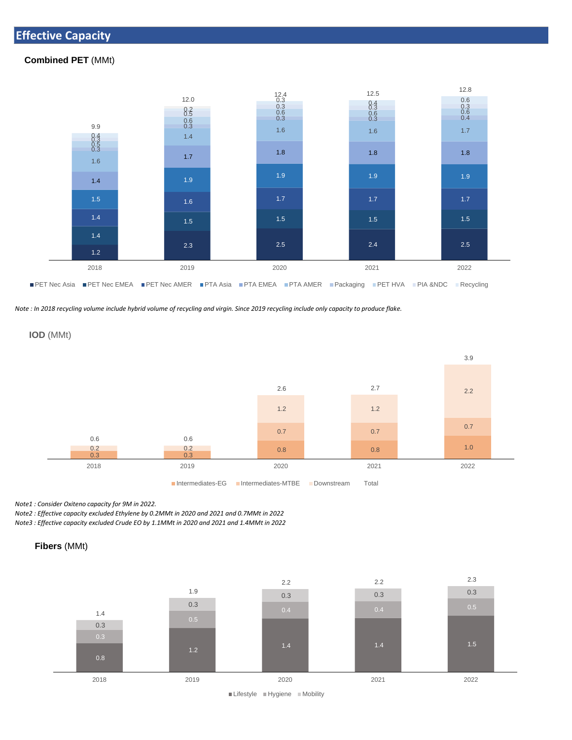## Effective Capacity

**Combined PET** (MMt)

| | 2018 | 2019 | 2020 | 2021 | 2022 |
|---|---|---|---|---|---|
| PET Nec Asia | 1.2 | 2.3 | 2.5 | 2.4 | 2.5 |
| PET Nec EMEA | 1.4 | 1.5 | 1.5 | 1.5 | 1.5 |
| PET Nec AMER | 1.4 | 1.6 | 1.7 | 1.7 | 1.7 |
| PTA Asia | 1.5 | 1.9 | 1.9 | 1.9 | 1.9 |
| PTA EMEA | 1.4 | 1.7 | 1.8 | 1.8 | 1.8 |
| PTA AMER | 1.6 | 1.4 | 1.6 | 1.6 | 1.7 |
| Packaging | 0.3 | 0.3 | 0.3 | 0.3 | 0.4 |
| PET HVA | 0.5 | 0.6 | 0.6 | 0.6 | 0.6 |
| PIA &NDC | 0.3 | 0.5 | 0.3 | 0.3 | 0.3 |
| Recycling | 0.4 | 0.2 | 0.3 | 0.4 | 0.6 |
| Total | 9.9 | 12.0 | 12.4 | 12.5 | 12.8 |

*Note : In 2018 recycling volume include hybrid volume of recycling and virgin. Since 2019 recycling include only capacity to produce flake.*

**IOD** (MMt)

| | 2018 | 2019 | 2020 | 2021 | 2022 |
|---|---|---|---|---|---|
| Intermediates-EG | 0.3 | 0.3 | 0.8 | 0.8 | 1.0 |
| Intermediates-MTBE | 0.2 | 0.2 | 0.7 | 0.7 | 0.7 |
| Downstream | | | 1.2 | 1.2 | 2.2 |
| Total | 0.6 | 0.6 | 2.6 | 2.7 | 3.9 |

*Note1 : Consider Oxiteno capacity for 9M in 2022.*
*Note2 : Effective capacity excluded Ethylene by 0.2MMt in 2020 and 2021 and 0.7MMt in 2022*
*Note3 : Effective capacity excluded Crude EO by 1.1MMt in 2020 and 2021 and 1.4MMt in 2022*

**Fibers** (MMt)

| | 2018 | 2019 | 2020 | 2021 | 2022 |
|---|---|---|---|---|---|
| Lifestyle | 0.8 | 1.2 | 1.4 | 1.4 | 1.5 |
| Hygiene | 0.3 | 0.5 | 0.4 | 0.4 | 0.5 |
| Mobility | 0.3 | 0.3 | 0.3 | 0.3 | 0.3 |
| Total | 1.4 | 1.9 | 2.2 | 2.2 | 2.3 |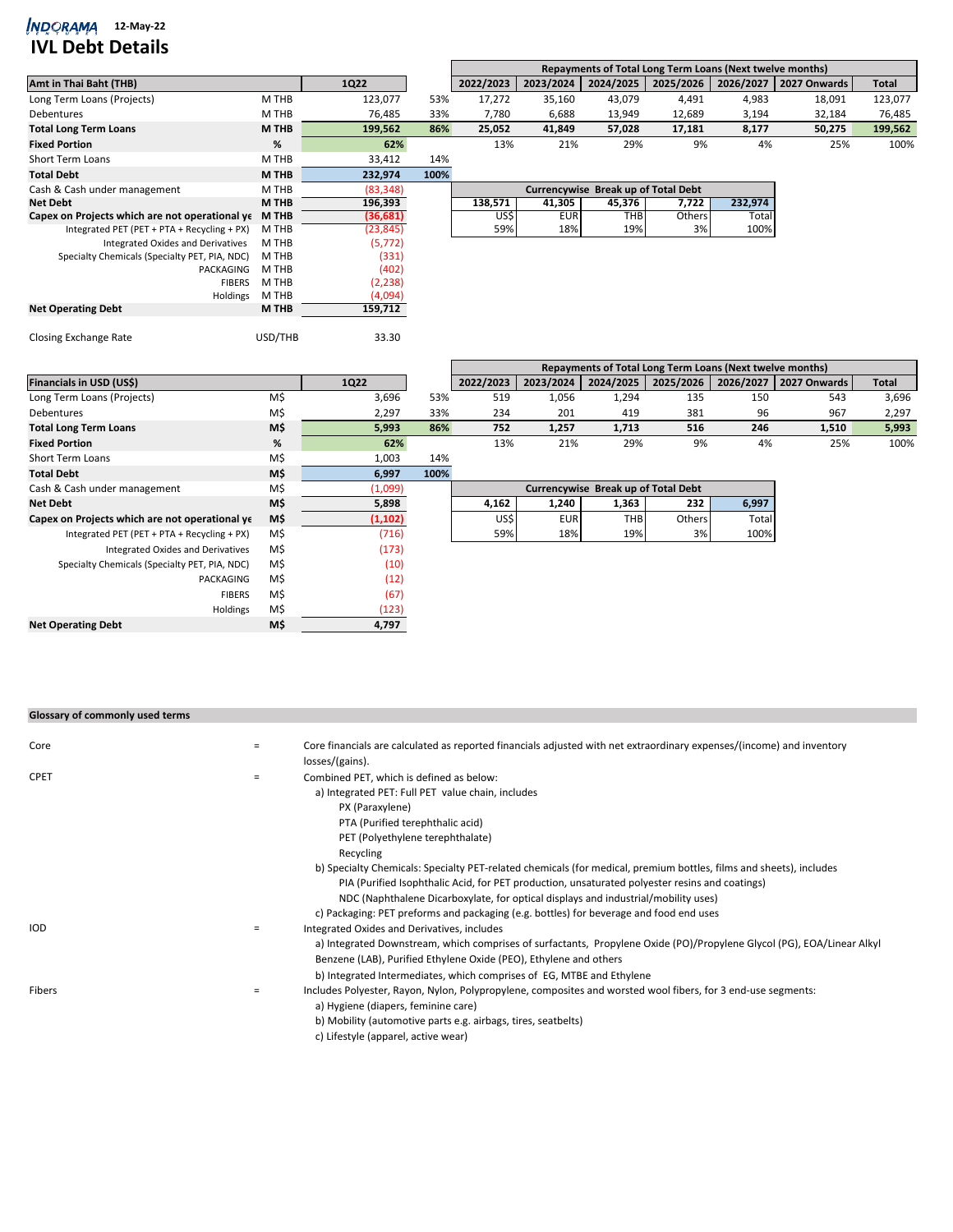INDORAMA VENTURES 12-May-22

# IVL Debt Details

| Amt in Thai Baht (THB) | | 1Q22 | | Repayments of Total Long Term Loans (Next twelve months) 2022/2023 | 2023/2024 | 2024/2025 | 2025/2026 | 2026/2027 | 2027 Onwards | Total |
|---|---|---|---|---|---|---|---|---|---|---|
| Long Term Loans (Projects) | M THB | 123,077 | 53% | 17,272 | 35,160 | 43,079 | 4,491 | 4,983 | 18,091 | 123,077 |
| Debentures | M THB | 76,485 | 33% | 7,780 | 6,688 | 13,949 | 12,689 | 3,194 | 32,184 | 76,485 |
| **Total Long Term Loans** | **M THB** | **199,562** | **86%** | **25,052** | **41,849** | **57,028** | **17,181** | **8,177** | **50,275** | **199,562** |
| **Fixed Portion** | **%** | **62%** | | 13% | 21% | 29% | 9% | 4% | 25% | 100% |
| Short Term Loans | M THB | 33,412 | 14% | | | | | | | |
| **Total Debt** | **M THB** | **232,974** | **100%** | | | | | | | |
| Cash & Cash under management | M THB | (83,348) | | | | | | | | |
| **Net Debt** | **M THB** | **196,393** | | | | | | | | |
| **Capex on Projects which are not operational ye** | **M THB** | **(36,681)** | | | | | | | | |
| Integrated PET (PET + PTA + Recycling + PX) | M THB | (23,845) | | | | | | | | |
| Integrated Oxides and Derivatives | M THB | (5,772) | | | | | | | | |
| Specialty Chemicals (Specialty PET, PIA, NDC) | M THB | (331) | | | | | | | | |
| PACKAGING | M THB | (402) | | | | | | | | |
| FIBERS | M THB | (2,238) | | | | | | | | |
| Holdings | M THB | (4,094) | | | | | | | | |
| **Net Operating Debt** | **M THB** | **159,712** | | | | | | | | |
| | | | | | | | | | | |
| Closing Exchange Rate | USD/THB | 33.30 | | | | | | | | |

| Currencywise Break up of Total Debt | | | | |
|---|---|---|---|---|
| **138,571** | **41,305** | **45,376** | **7,722** | **232,974** |
| US$ | EUR | THB | Others | Total |
| 59% | 18% | 19% | 3% | 100% |

| Financials in USD (US$) | | 1Q22 | | Repayments of Total Long Term Loans (Next twelve months) 2022/2023 | 2023/2024 | 2024/2025 | 2025/2026 | 2026/2027 | 2027 Onwards | Total |
|---|---|---|---|---|---|---|---|---|---|---|
| Long Term Loans (Projects) | M$ | 3,696 | 53% | 519 | 1,056 | 1,294 | 135 | 150 | 543 | 3,696 |
| Debentures | M$ | 2,297 | 33% | 234 | 201 | 419 | 381 | 96 | 967 | 2,297 |
| **Total Long Term Loans** | **M$** | **5,993** | **86%** | **752** | **1,257** | **1,713** | **516** | **246** | **1,510** | **5,993** |
| **Fixed Portion** | **%** | **62%** | | 13% | 21% | 29% | 9% | 4% | 25% | 100% |
| Short Term Loans | M$ | 1,003 | 14% | | | | | | | |
| **Total Debt** | **M$** | **6,997** | **100%** | | | | | | | |
| Cash & Cash under management | M$ | (1,099) | | | | | | | | |
| **Net Debt** | **M$** | **5,898** | | | | | | | | |
| **Capex on Projects which are not operational ye** | **M$** | **(1,102)** | | | | | | | | |
| Integrated PET (PET + PTA + Recycling + PX) | M$ | (716) | | | | | | | | |
| Integrated Oxides and Derivatives | M$ | (173) | | | | | | | | |
| Specialty Chemicals (Specialty PET, PIA, NDC) | M$ | (10) | | | | | | | | |
| PACKAGING | M$ | (12) | | | | | | | | |
| FIBERS | M$ | (67) | | | | | | | | |
| Holdings | M$ | (123) | | | | | | | | |
| **Net Operating Debt** | **M$** | **4,797** | | | | | | | | |

| Currencywise Break up of Total Debt | | | | |
|---|---|---|---|---|
| **4,162** | **1,240** | **1,363** | **232** | **6,997** |
| US$ | EUR | THB | Others | Total |
| 59% | 18% | 19% | 3% | 100% |

**Glossary of commonly used terms**

Core = Core financials are calculated as reported financials adjusted with net extraordinary expenses/(income) and inventory losses/(gains).

CPET = Combined PET, which is defined as below:
- a) Integrated PET: Full PET value chain, includes
  - PX (Paraxylene)
  - PTA (Purified terephthalic acid)
  - PET (Polyethylene terephthalate)
  - Recycling
- b) Specialty Chemicals: Specialty PET-related chemicals (for medical, premium bottles, films and sheets), includes
  - PIA (Purified Isophthalic Acid, for PET production, unsaturated polyester resins and coatings)
  - NDC (Naphthalene Dicarboxylate, for optical displays and industrial/mobility uses)
- c) Packaging: PET preforms and packaging (e.g. bottles) for beverage and food end uses

IOD = Integrated Oxides and Derivatives, includes
- a) Integrated Downstream, which comprises of surfactants, Propylene Oxide (PO)/Propylene Glycol (PG), EOA/Linear Alkyl Benzene (LAB), Purified Ethylene Oxide (PEO), Ethylene and others
- b) Integrated Intermediates, which comprises of EG, MTBE and Ethylene

Fibers = Includes Polyester, Rayon, Nylon, Polypropylene, composites and worsted wool fibers, for 3 end-use segments:
- a) Hygiene (diapers, feminine care)
- b) Mobility (automotive parts e.g. airbags, tires, seatbelts)
- c) Lifestyle (apparel, active wear)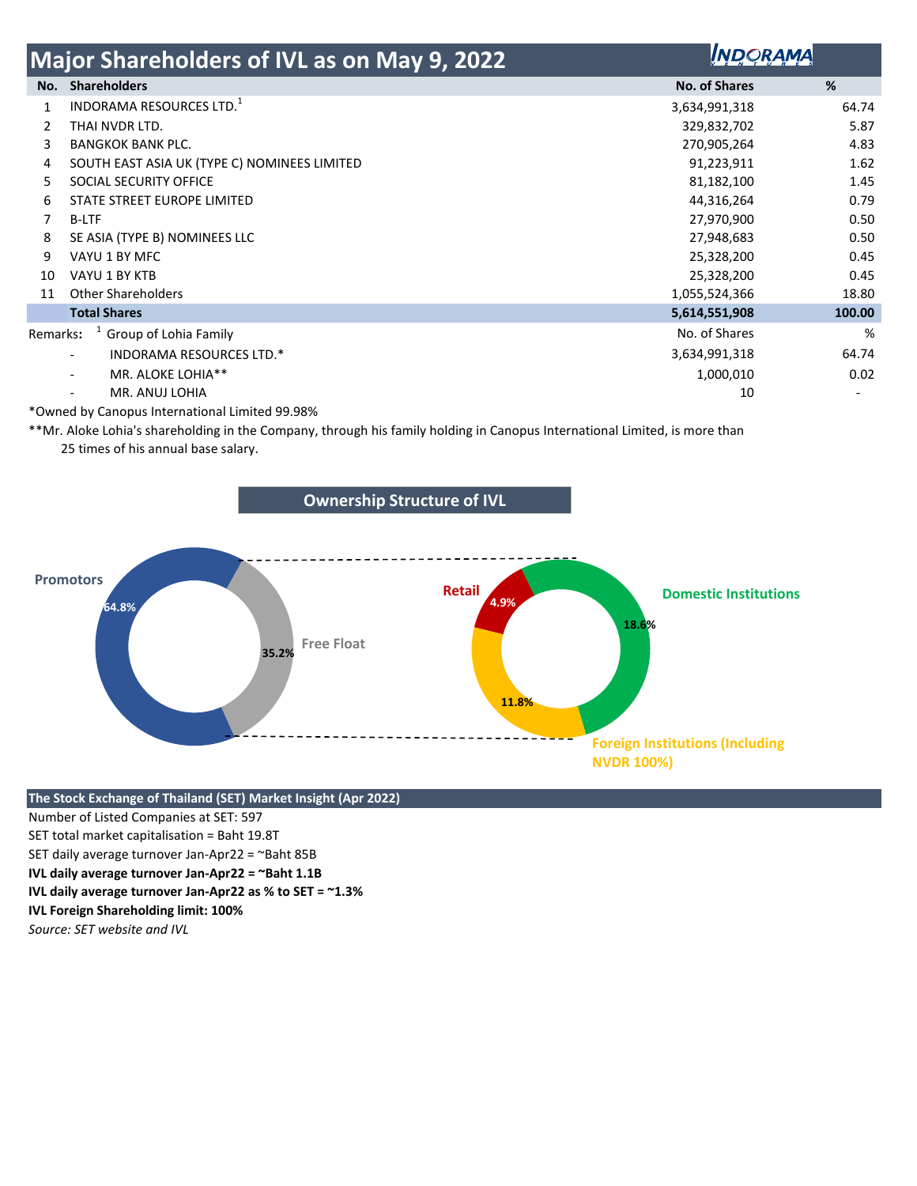# Major Shareholders of IVL as on May 9, 2022

INDORAMA VENTURES

| No. | Shareholders | No. of Shares | % |
|---|---|---|---|
| 1 | INDORAMA RESOURCES LTD.[1] | 3,634,991,318 | 64.74 |
| 2 | THAI NVDR LTD. | 329,832,702 | 5.87 |
| 3 | BANGKOK BANK PLC. | 270,905,264 | 4.83 |
| 4 | SOUTH EAST ASIA UK (TYPE C) NOMINEES LIMITED | 91,223,911 | 1.62 |
| 5 | SOCIAL SECURITY OFFICE | 81,182,100 | 1.45 |
| 6 | STATE STREET EUROPE LIMITED | 44,316,264 | 0.79 |
| 7 | B-LTF | 27,970,900 | 0.50 |
| 8 | SE ASIA (TYPE B) NOMINEES LLC | 27,948,683 | 0.50 |
| 9 | VAYU 1 BY MFC | 25,328,200 | 0.45 |
| 10 | VAYU 1 BY KTB | 25,328,200 | 0.45 |
| 11 | Other Shareholders | 1,055,524,366 | 18.80 |
| | **Total Shares** | **5,614,551,908** | **100.00** |

Remarks: [1] Group of Lohia Family

| | No. of Shares | % |
|---|---|---|
| - INDORAMA RESOURCES LTD.* | 3,634,991,318 | 64.74 |
| - MR. ALOKE LOHIA** | 1,000,010 | 0.02 |
| - MR. ANUJ LOHIA | 10 | - |

*Owned by Canopus International Limited 99.98%

**Mr. Aloke Lohia's shareholding in the Company, through his family holding in Canopus International Limited, is more than 25 times of his annual base salary.

## Ownership Structure of IVL

Promotors 64.8%

Free Float 35.2%

Retail 4.9%

Domestic Institutions 18.6%

Foreign Institutions (Including NVDR 100%) 11.8%

## The Stock Exchange of Thailand (SET) Market Insight (Apr 2022)

Number of Listed Companies at SET: 597

SET total market capitalisation = Baht 19.8T

SET daily average turnover Jan-Apr22 = ~Baht 85B

**IVL daily average turnover Jan-Apr22 = ~Baht 1.1B**

**IVL daily average turnover Jan-Apr22 as % to SET = ~1.3%**

**IVL Foreign Shareholding limit: 100%**

*Source: SET website and IVL*